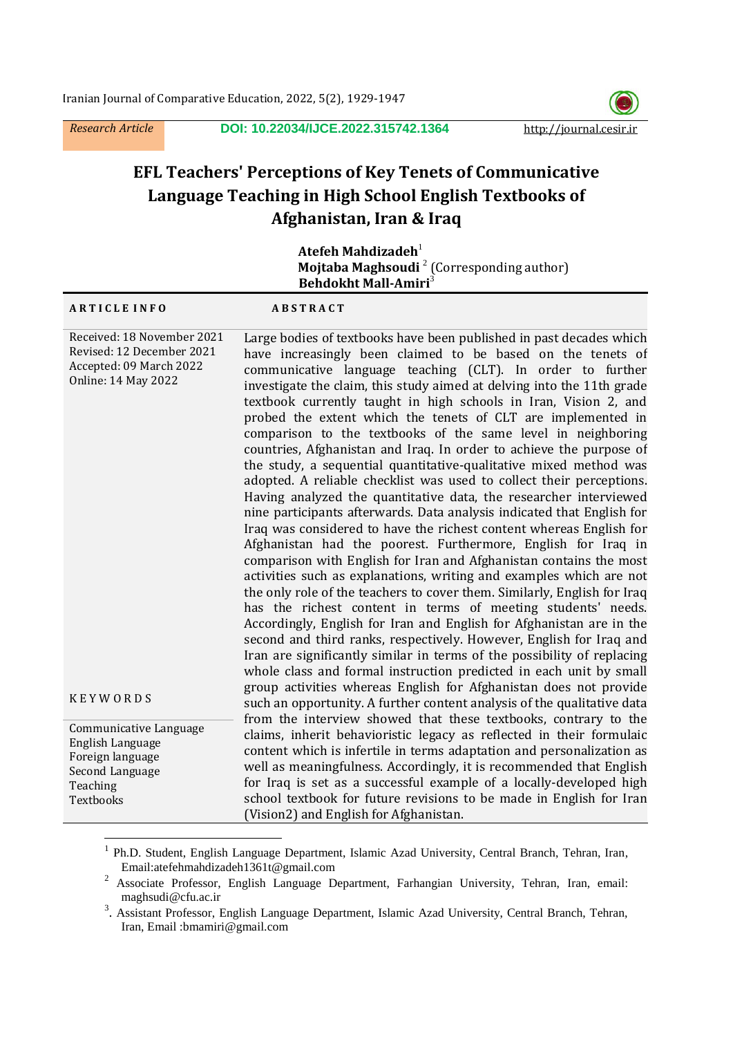Research Article

DOI: 10.22034/IJCE.2022.315742.1364

http://journal.cesir.ir

# EFL Teachers' Perceptions of Key Tenets of Communicative Language Teaching in High School English Textbooks of Afghanistan, Iran & Iraq

**Atefeh Mahdizadeh**[1]
**Mojtaba Maghsoudi**[2] (Corresponding author)
**Behdokht Mall-Amiri**[3]

**ARTICLE INFO**

Received: 18 November 2021
Revised: 12 December 2021
Accepted: 09 March 2022
Online: 14 May 2022

**KEYWORDS**

Communicative Language
English Language
Foreign language
Second Language
Teaching
Textbooks

**ABSTRACT**

Large bodies of textbooks have been published in past decades which have increasingly been claimed to be based on the tenets of communicative language teaching (CLT). In order to further investigate the claim, this study aimed at delving into the 11th grade textbook currently taught in high schools in Iran, Vision 2, and probed the extent which the tenets of CLT are implemented in comparison to the textbooks of the same level in neighboring countries, Afghanistan and Iraq. In order to achieve the purpose of the study, a sequential quantitative-qualitative mixed method was adopted. A reliable checklist was used to collect their perceptions. Having analyzed the quantitative data, the researcher interviewed nine participants afterwards. Data analysis indicated that English for Iraq was considered to have the richest content whereas English for Afghanistan had the poorest. Furthermore, English for Iraq in comparison with English for Iran and Afghanistan contains the most activities such as explanations, writing and examples which are not the only role of the teachers to cover them. Similarly, English for Iraq has the richest content in terms of meeting students' needs. Accordingly, English for Iran and English for Afghanistan are in the second and third ranks, respectively. However, English for Iraq and Iran are significantly similar in terms of the possibility of replacing whole class and formal instruction predicted in each unit by small group activities whereas English for Afghanistan does not provide such an opportunity. A further content analysis of the qualitative data from the interview showed that these textbooks, contrary to the claims, inherit behavioristic legacy as reflected in their formulaic content which is infertile in terms adaptation and personalization as well as meaningfulness. Accordingly, it is recommended that English for Iraq is set as a successful example of a locally-developed high school textbook for future revisions to be made in English for Iran (Vision2) and English for Afghanistan.

---

[1] Ph.D. Student, English Language Department, Islamic Azad University, Central Branch, Tehran, Iran, Email:atefehmahdizadeh1361t@gmail.com

[2] Associate Professor, English Language Department, Farhangian University, Tehran, Iran, email: maghsudi@cfu.ac.ir

[3]. Assistant Professor, English Language Department, Islamic Azad University, Central Branch, Tehran, Iran, Email :bmamiri@gmail.com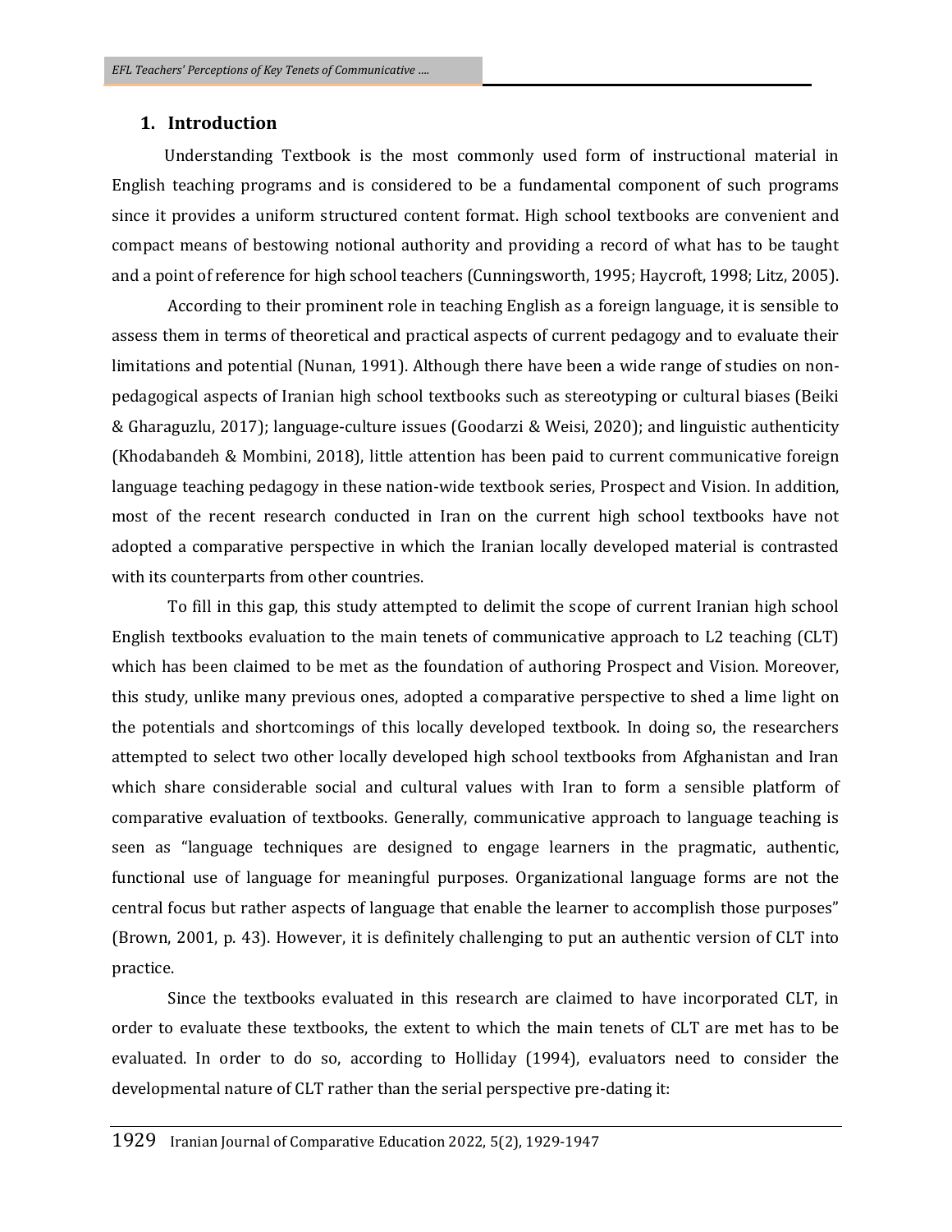## 1. Introduction

Understanding Textbook is the most commonly used form of instructional material in English teaching programs and is considered to be a fundamental component of such programs since it provides a uniform structured content format. High school textbooks are convenient and compact means of bestowing notional authority and providing a record of what has to be taught and a point of reference for high school teachers (Cunningsworth, 1995; Haycroft, 1998; Litz, 2005).

According to their prominent role in teaching English as a foreign language, it is sensible to assess them in terms of theoretical and practical aspects of current pedagogy and to evaluate their limitations and potential (Nunan, 1991). Although there have been a wide range of studies on non-pedagogical aspects of Iranian high school textbooks such as stereotyping or cultural biases (Beiki & Gharaguzlu, 2017); language-culture issues (Goodarzi & Weisi, 2020); and linguistic authenticity (Khodabandeh & Mombini, 2018), little attention has been paid to current communicative foreign language teaching pedagogy in these nation-wide textbook series, Prospect and Vision. In addition, most of the recent research conducted in Iran on the current high school textbooks have not adopted a comparative perspective in which the Iranian locally developed material is contrasted with its counterparts from other countries.

To fill in this gap, this study attempted to delimit the scope of current Iranian high school English textbooks evaluation to the main tenets of communicative approach to L2 teaching (CLT) which has been claimed to be met as the foundation of authoring Prospect and Vision. Moreover, this study, unlike many previous ones, adopted a comparative perspective to shed a lime light on the potentials and shortcomings of this locally developed textbook. In doing so, the researchers attempted to select two other locally developed high school textbooks from Afghanistan and Iran which share considerable social and cultural values with Iran to form a sensible platform of comparative evaluation of textbooks. Generally, communicative approach to language teaching is seen as "language techniques are designed to engage learners in the pragmatic, authentic, functional use of language for meaningful purposes. Organizational language forms are not the central focus but rather aspects of language that enable the learner to accomplish those purposes" (Brown, 2001, p. 43). However, it is definitely challenging to put an authentic version of CLT into practice.

Since the textbooks evaluated in this research are claimed to have incorporated CLT, in order to evaluate these textbooks, the extent to which the main tenets of CLT are met has to be evaluated. In order to do so, according to Holliday (1994), evaluators need to consider the developmental nature of CLT rather than the serial perspective pre-dating it: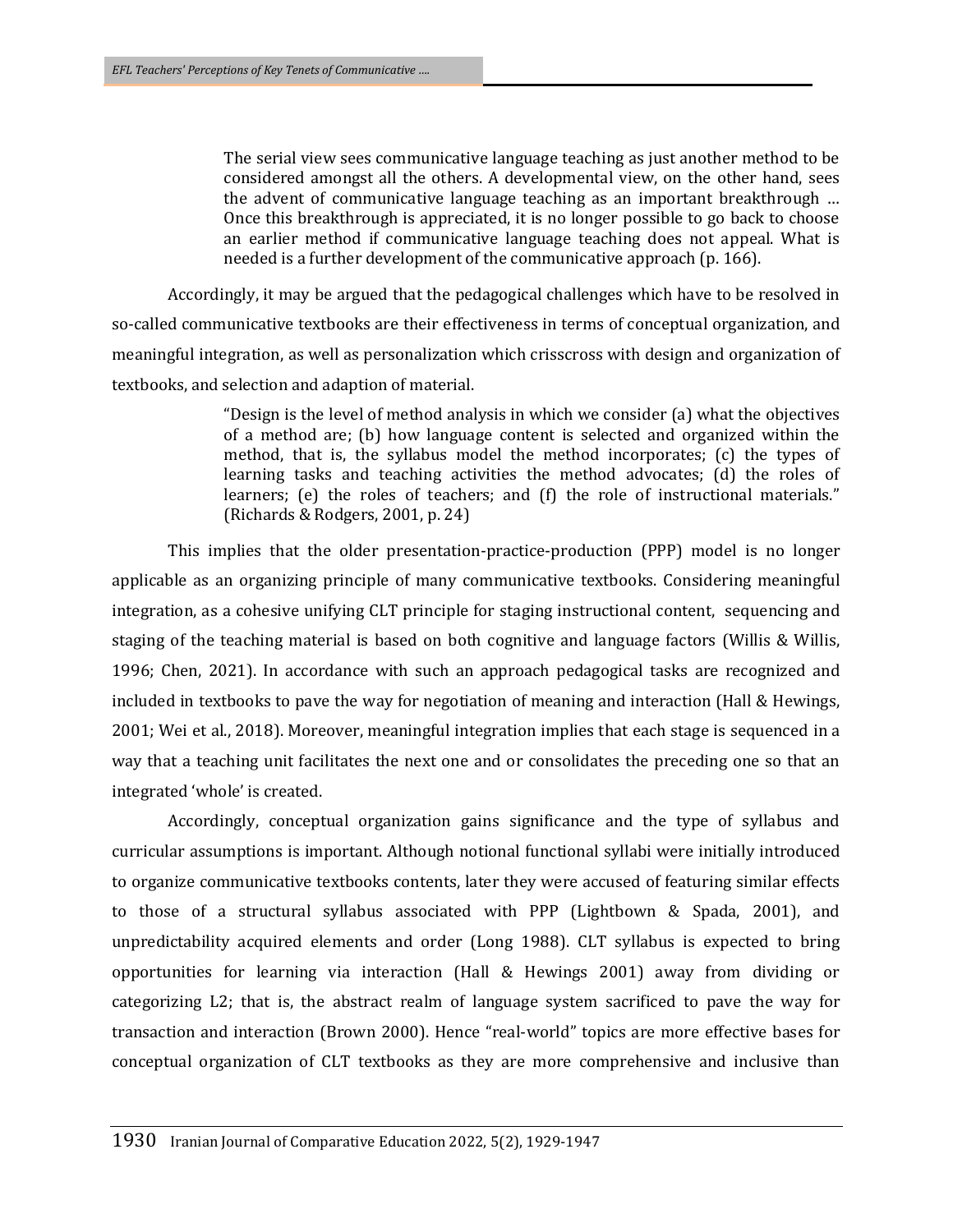> The serial view sees communicative language teaching as just another method to be considered amongst all the others. A developmental view, on the other hand, sees the advent of communicative language teaching as an important breakthrough … Once this breakthrough is appreciated, it is no longer possible to go back to choose an earlier method if communicative language teaching does not appeal. What is needed is a further development of the communicative approach (p. 166).

Accordingly, it may be argued that the pedagogical challenges which have to be resolved in so-called communicative textbooks are their effectiveness in terms of conceptual organization, and meaningful integration, as well as personalization which crisscross with design and organization of textbooks, and selection and adaption of material.

> "Design is the level of method analysis in which we consider (a) what the objectives of a method are; (b) how language content is selected and organized within the method, that is, the syllabus model the method incorporates; (c) the types of learning tasks and teaching activities the method advocates; (d) the roles of learners; (e) the roles of teachers; and (f) the role of instructional materials." (Richards & Rodgers, 2001, p. 24)

This implies that the older presentation-practice-production (PPP) model is no longer applicable as an organizing principle of many communicative textbooks. Considering meaningful integration, as a cohesive unifying CLT principle for staging instructional content, sequencing and staging of the teaching material is based on both cognitive and language factors (Willis & Willis, 1996; Chen, 2021). In accordance with such an approach pedagogical tasks are recognized and included in textbooks to pave the way for negotiation of meaning and interaction (Hall & Hewings, 2001; Wei et al., 2018). Moreover, meaningful integration implies that each stage is sequenced in a way that a teaching unit facilitates the next one and or consolidates the preceding one so that an integrated 'whole' is created.

Accordingly, conceptual organization gains significance and the type of syllabus and curricular assumptions is important. Although notional functional syllabi were initially introduced to organize communicative textbooks contents, later they were accused of featuring similar effects to those of a structural syllabus associated with PPP (Lightbown & Spada, 2001), and unpredictability acquired elements and order (Long 1988). CLT syllabus is expected to bring opportunities for learning via interaction (Hall & Hewings 2001) away from dividing or categorizing L2; that is, the abstract realm of language system sacrificed to pave the way for transaction and interaction (Brown 2000). Hence "real-world" topics are more effective bases for conceptual organization of CLT textbooks as they are more comprehensive and inclusive than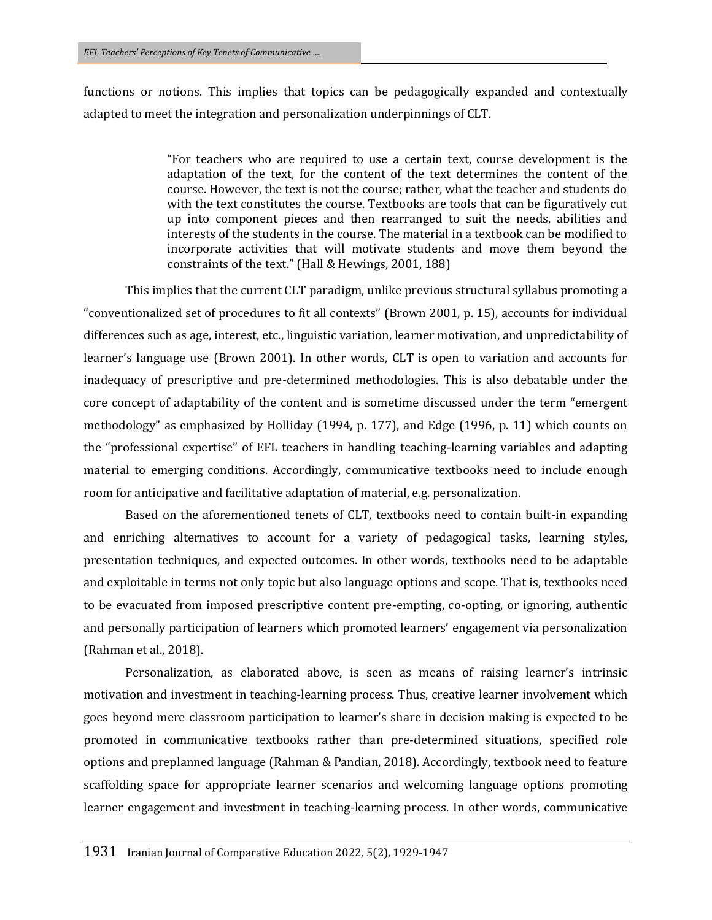functions or notions. This implies that topics can be pedagogically expanded and contextually adapted to meet the integration and personalization underpinnings of CLT.

> "For teachers who are required to use a certain text, course development is the adaptation of the text, for the content of the text determines the content of the course. However, the text is not the course; rather, what the teacher and students do with the text constitutes the course. Textbooks are tools that can be figuratively cut up into component pieces and then rearranged to suit the needs, abilities and interests of the students in the course. The material in a textbook can be modified to incorporate activities that will motivate students and move them beyond the constraints of the text." (Hall & Hewings, 2001, 188)

This implies that the current CLT paradigm, unlike previous structural syllabus promoting a "conventionalized set of procedures to fit all contexts" (Brown 2001, p. 15), accounts for individual differences such as age, interest, etc., linguistic variation, learner motivation, and unpredictability of learner's language use (Brown 2001). In other words, CLT is open to variation and accounts for inadequacy of prescriptive and pre-determined methodologies. This is also debatable under the core concept of adaptability of the content and is sometime discussed under the term "emergent methodology" as emphasized by Holliday (1994, p. 177), and Edge (1996, p. 11) which counts on the "professional expertise" of EFL teachers in handling teaching-learning variables and adapting material to emerging conditions. Accordingly, communicative textbooks need to include enough room for anticipative and facilitative adaptation of material, e.g. personalization.

Based on the aforementioned tenets of CLT, textbooks need to contain built-in expanding and enriching alternatives to account for a variety of pedagogical tasks, learning styles, presentation techniques, and expected outcomes. In other words, textbooks need to be adaptable and exploitable in terms not only topic but also language options and scope. That is, textbooks need to be evacuated from imposed prescriptive content pre-empting, co-opting, or ignoring, authentic and personally participation of learners which promoted learners' engagement via personalization (Rahman et al., 2018).

Personalization, as elaborated above, is seen as means of raising learner's intrinsic motivation and investment in teaching-learning process. Thus, creative learner involvement which goes beyond mere classroom participation to learner's share in decision making is expected to be promoted in communicative textbooks rather than pre-determined situations, specified role options and preplanned language (Rahman & Pandian, 2018). Accordingly, textbook need to feature scaffolding space for appropriate learner scenarios and welcoming language options promoting learner engagement and investment in teaching-learning process. In other words, communicative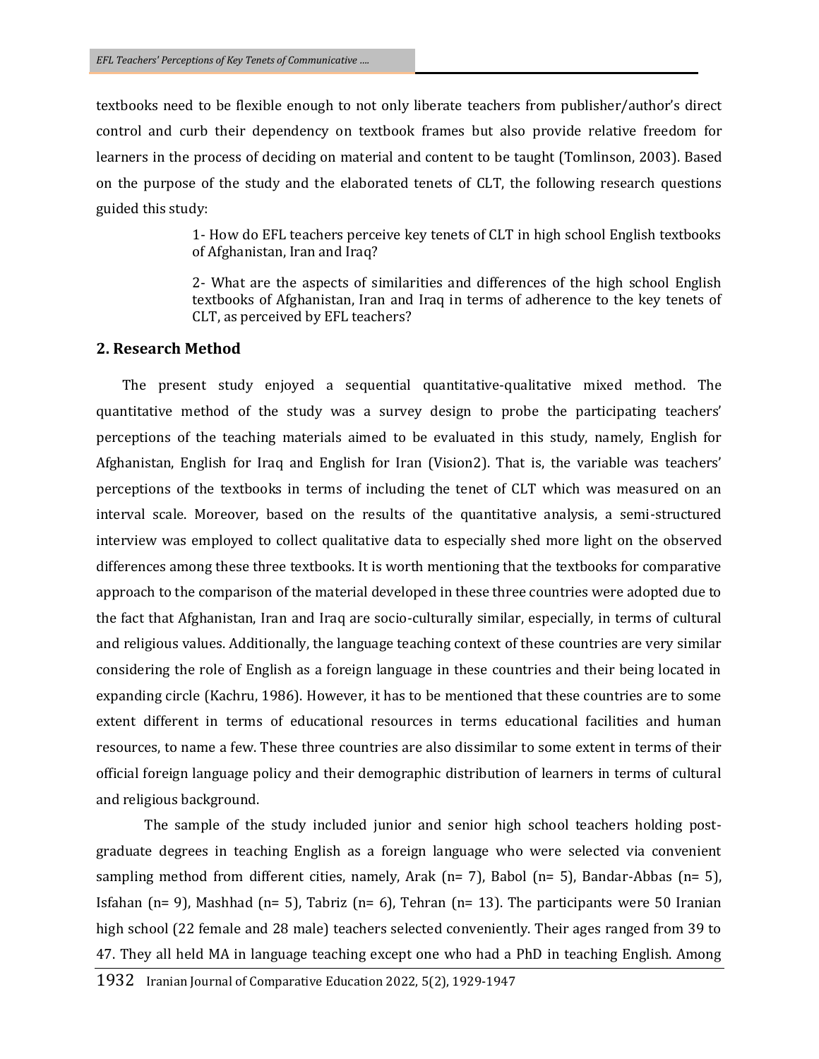textbooks need to be flexible enough to not only liberate teachers from publisher/author's direct control and curb their dependency on textbook frames but also provide relative freedom for learners in the process of deciding on material and content to be taught (Tomlinson, 2003). Based on the purpose of the study and the elaborated tenets of CLT, the following research questions guided this study:

> 1- How do EFL teachers perceive key tenets of CLT in high school English textbooks of Afghanistan, Iran and Iraq?
>
> 2- What are the aspects of similarities and differences of the high school English textbooks of Afghanistan, Iran and Iraq in terms of adherence to the key tenets of CLT, as perceived by EFL teachers?

## 2. Research Method

The present study enjoyed a sequential quantitative-qualitative mixed method. The quantitative method of the study was a survey design to probe the participating teachers' perceptions of the teaching materials aimed to be evaluated in this study, namely, English for Afghanistan, English for Iraq and English for Iran (Vision2). That is, the variable was teachers' perceptions of the textbooks in terms of including the tenet of CLT which was measured on an interval scale. Moreover, based on the results of the quantitative analysis, a semi-structured interview was employed to collect qualitative data to especially shed more light on the observed differences among these three textbooks. It is worth mentioning that the textbooks for comparative approach to the comparison of the material developed in these three countries were adopted due to the fact that Afghanistan, Iran and Iraq are socio-culturally similar, especially, in terms of cultural and religious values. Additionally, the language teaching context of these countries are very similar considering the role of English as a foreign language in these countries and their being located in expanding circle (Kachru, 1986). However, it has to be mentioned that these countries are to some extent different in terms of educational resources in terms educational facilities and human resources, to name a few. These three countries are also dissimilar to some extent in terms of their official foreign language policy and their demographic distribution of learners in terms of cultural and religious background.

The sample of the study included junior and senior high school teachers holding post-graduate degrees in teaching English as a foreign language who were selected via convenient sampling method from different cities, namely, Arak (n= 7), Babol (n= 5), Bandar-Abbas (n= 5), Isfahan (n= 9), Mashhad (n= 5), Tabriz (n= 6), Tehran (n= 13). The participants were 50 Iranian high school (22 female and 28 male) teachers selected conveniently. Their ages ranged from 39 to 47. They all held MA in language teaching except one who had a PhD in teaching English. Among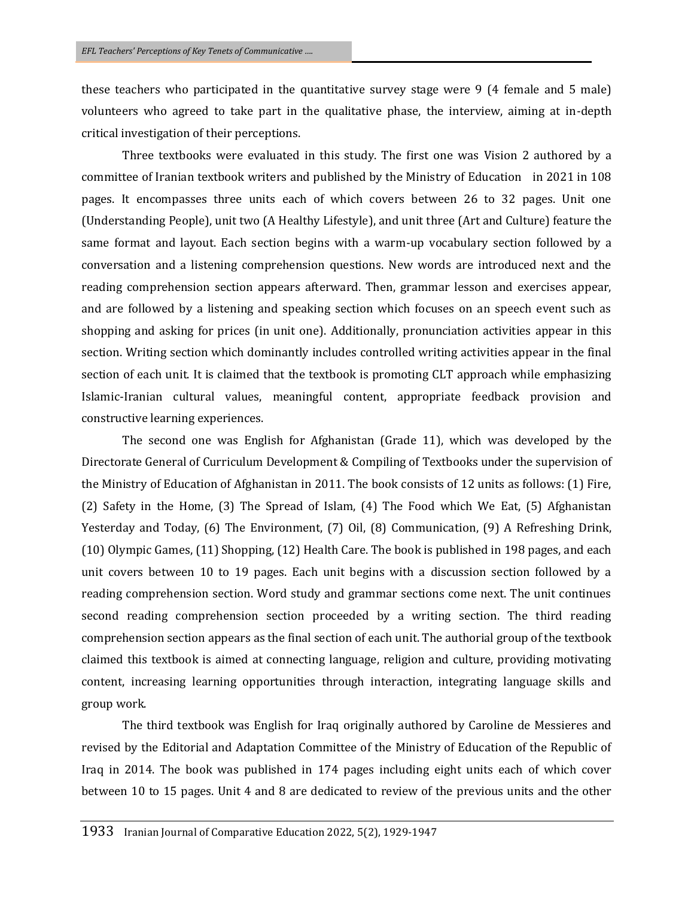these teachers who participated in the quantitative survey stage were 9 (4 female and 5 male) volunteers who agreed to take part in the qualitative phase, the interview, aiming at in-depth critical investigation of their perceptions.

Three textbooks were evaluated in this study. The first one was Vision 2 authored by a committee of Iranian textbook writers and published by the Ministry of Education in 2021 in 108 pages. It encompasses three units each of which covers between 26 to 32 pages. Unit one (Understanding People), unit two (A Healthy Lifestyle), and unit three (Art and Culture) feature the same format and layout. Each section begins with a warm-up vocabulary section followed by a conversation and a listening comprehension questions. New words are introduced next and the reading comprehension section appears afterward. Then, grammar lesson and exercises appear, and are followed by a listening and speaking section which focuses on an speech event such as shopping and asking for prices (in unit one). Additionally, pronunciation activities appear in this section. Writing section which dominantly includes controlled writing activities appear in the final section of each unit. It is claimed that the textbook is promoting CLT approach while emphasizing Islamic-Iranian cultural values, meaningful content, appropriate feedback provision and constructive learning experiences.

The second one was English for Afghanistan (Grade 11), which was developed by the Directorate General of Curriculum Development & Compiling of Textbooks under the supervision of the Ministry of Education of Afghanistan in 2011. The book consists of 12 units as follows: (1) Fire, (2) Safety in the Home, (3) The Spread of Islam, (4) The Food which We Eat, (5) Afghanistan Yesterday and Today, (6) The Environment, (7) Oil, (8) Communication, (9) A Refreshing Drink, (10) Olympic Games, (11) Shopping, (12) Health Care. The book is published in 198 pages, and each unit covers between 10 to 19 pages. Each unit begins with a discussion section followed by a reading comprehension section. Word study and grammar sections come next. The unit continues second reading comprehension section proceeded by a writing section. The third reading comprehension section appears as the final section of each unit. The authorial group of the textbook claimed this textbook is aimed at connecting language, religion and culture, providing motivating content, increasing learning opportunities through interaction, integrating language skills and group work.

The third textbook was English for Iraq originally authored by Caroline de Messieres and revised by the Editorial and Adaptation Committee of the Ministry of Education of the Republic of Iraq in 2014. The book was published in 174 pages including eight units each of which cover between 10 to 15 pages. Unit 4 and 8 are dedicated to review of the previous units and the other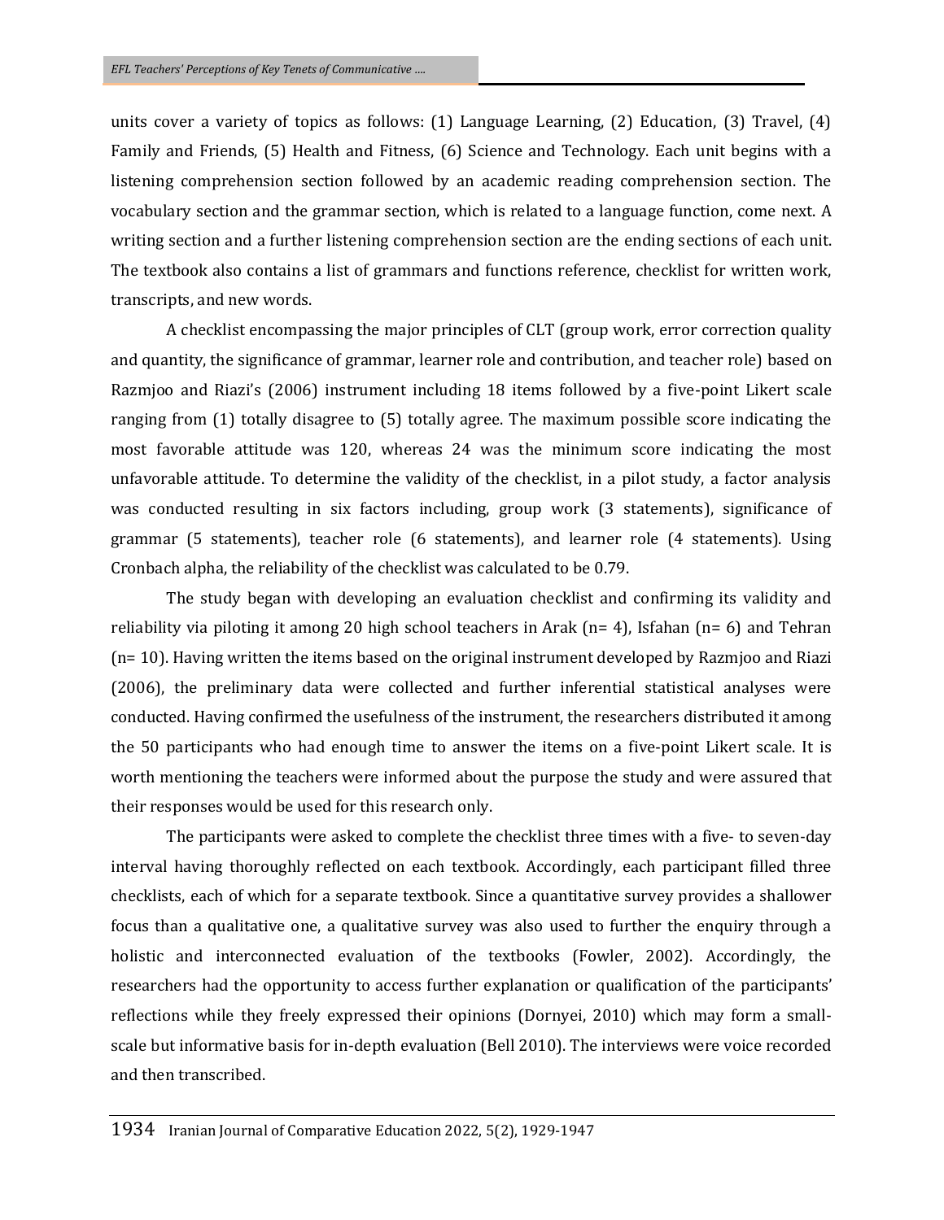units cover a variety of topics as follows: (1) Language Learning, (2) Education, (3) Travel, (4) Family and Friends, (5) Health and Fitness, (6) Science and Technology. Each unit begins with a listening comprehension section followed by an academic reading comprehension section. The vocabulary section and the grammar section, which is related to a language function, come next. A writing section and a further listening comprehension section are the ending sections of each unit. The textbook also contains a list of grammars and functions reference, checklist for written work, transcripts, and new words.

A checklist encompassing the major principles of CLT (group work, error correction quality and quantity, the significance of grammar, learner role and contribution, and teacher role) based on Razmjoo and Riazi's (2006) instrument including 18 items followed by a five-point Likert scale ranging from (1) totally disagree to (5) totally agree. The maximum possible score indicating the most favorable attitude was 120, whereas 24 was the minimum score indicating the most unfavorable attitude. To determine the validity of the checklist, in a pilot study, a factor analysis was conducted resulting in six factors including, group work (3 statements), significance of grammar (5 statements), teacher role (6 statements), and learner role (4 statements). Using Cronbach alpha, the reliability of the checklist was calculated to be 0.79.

The study began with developing an evaluation checklist and confirming its validity and reliability via piloting it among 20 high school teachers in Arak (n= 4), Isfahan (n= 6) and Tehran (n= 10). Having written the items based on the original instrument developed by Razmjoo and Riazi (2006), the preliminary data were collected and further inferential statistical analyses were conducted. Having confirmed the usefulness of the instrument, the researchers distributed it among the 50 participants who had enough time to answer the items on a five-point Likert scale. It is worth mentioning the teachers were informed about the purpose the study and were assured that their responses would be used for this research only.

The participants were asked to complete the checklist three times with a five- to seven-day interval having thoroughly reflected on each textbook. Accordingly, each participant filled three checklists, each of which for a separate textbook. Since a quantitative survey provides a shallower focus than a qualitative one, a qualitative survey was also used to further the enquiry through a holistic and interconnected evaluation of the textbooks (Fowler, 2002). Accordingly, the researchers had the opportunity to access further explanation or qualification of the participants' reflections while they freely expressed their opinions (Dornyei, 2010) which may form a small-scale but informative basis for in-depth evaluation (Bell 2010). The interviews were voice recorded and then transcribed.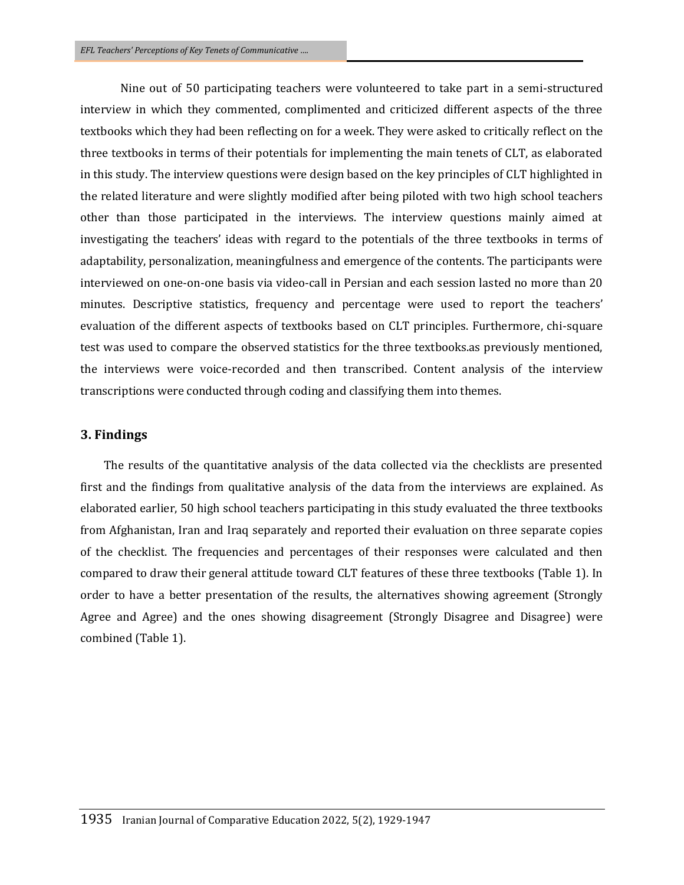Nine out of 50 participating teachers were volunteered to take part in a semi-structured interview in which they commented, complimented and criticized different aspects of the three textbooks which they had been reflecting on for a week. They were asked to critically reflect on the three textbooks in terms of their potentials for implementing the main tenets of CLT, as elaborated in this study. The interview questions were design based on the key principles of CLT highlighted in the related literature and were slightly modified after being piloted with two high school teachers other than those participated in the interviews. The interview questions mainly aimed at investigating the teachers' ideas with regard to the potentials of the three textbooks in terms of adaptability, personalization, meaningfulness and emergence of the contents. The participants were interviewed on one-on-one basis via video-call in Persian and each session lasted no more than 20 minutes. Descriptive statistics, frequency and percentage were used to report the teachers' evaluation of the different aspects of textbooks based on CLT principles. Furthermore, chi-square test was used to compare the observed statistics for the three textbooks.as previously mentioned, the interviews were voice-recorded and then transcribed. Content analysis of the interview transcriptions were conducted through coding and classifying them into themes.

## 3. Findings

The results of the quantitative analysis of the data collected via the checklists are presented first and the findings from qualitative analysis of the data from the interviews are explained. As elaborated earlier, 50 high school teachers participating in this study evaluated the three textbooks from Afghanistan, Iran and Iraq separately and reported their evaluation on three separate copies of the checklist. The frequencies and percentages of their responses were calculated and then compared to draw their general attitude toward CLT features of these three textbooks (Table 1). In order to have a better presentation of the results, the alternatives showing agreement (Strongly Agree and Agree) and the ones showing disagreement (Strongly Disagree and Disagree) were combined (Table 1).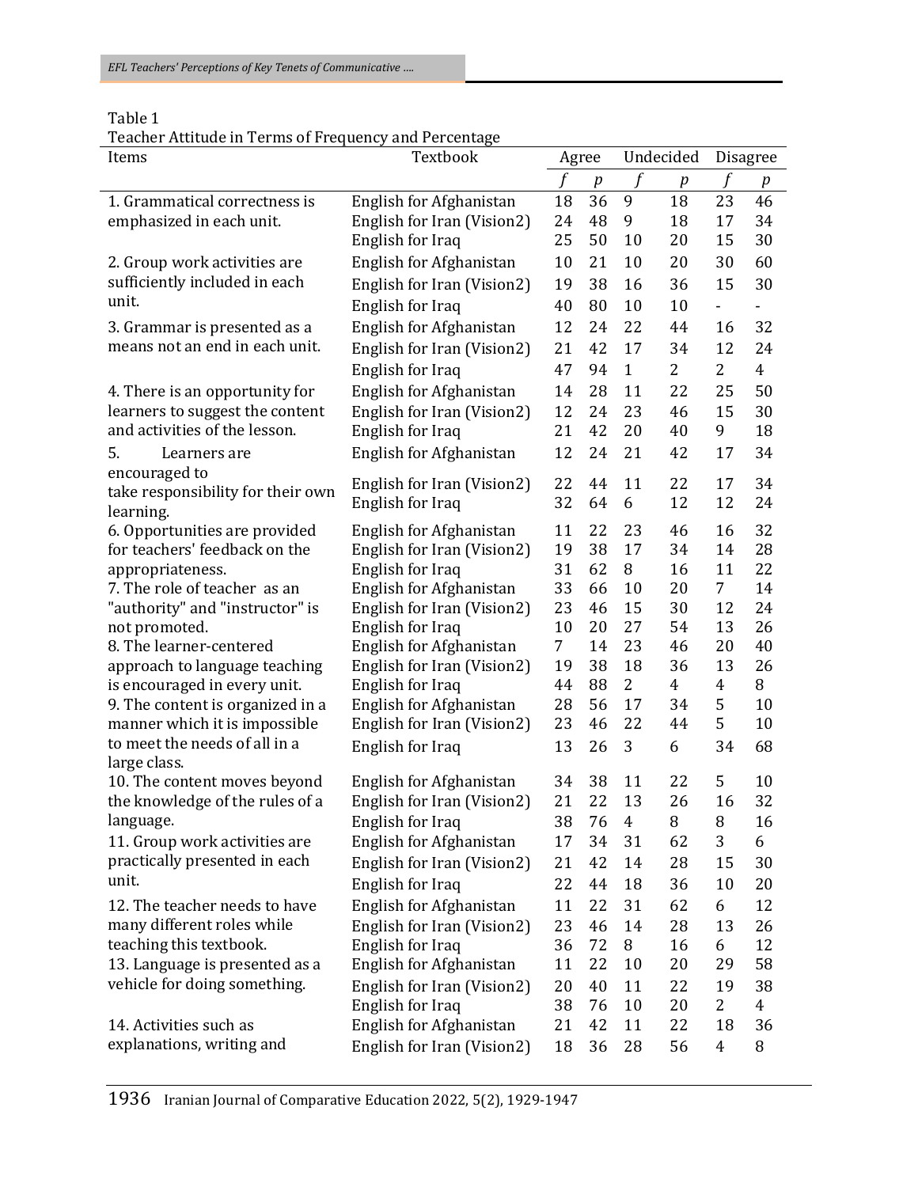Table 1
Teacher Attitude in Terms of Frequency and Percentage

| Items | Textbook | Agree | | Undecided | | Disagree | |
|---|---|---|---|---|---|---|---|
| | | *f* | *p* | *f* | *p* | *f* | *p* |
| 1. Grammatical correctness is emphasized in each unit. | English for Afghanistan | 18 | 36 | 9 | 18 | 23 | 46 |
| | English for Iran (Vision2) | 24 | 48 | 9 | 18 | 17 | 34 |
| | English for Iraq | 25 | 50 | 10 | 20 | 15 | 30 |
| 2. Group work activities are sufficiently included in each unit. | English for Afghanistan | 10 | 21 | 10 | 20 | 30 | 60 |
| | English for Iran (Vision2) | 19 | 38 | 16 | 36 | 15 | 30 |
| | English for Iraq | 40 | 80 | 10 | 10 | - | - |
| 3. Grammar is presented as a means not an end in each unit. | English for Afghanistan | 12 | 24 | 22 | 44 | 16 | 32 |
| | English for Iran (Vision2) | 21 | 42 | 17 | 34 | 12 | 24 |
| | English for Iraq | 47 | 94 | 1 | 2 | 2 | 4 |
| 4. There is an opportunity for learners to suggest the content and activities of the lesson. | English for Afghanistan | 14 | 28 | 11 | 22 | 25 | 50 |
| | English for Iran (Vision2) | 12 | 24 | 23 | 46 | 15 | 30 |
| | English for Iraq | 21 | 42 | 20 | 40 | 9 | 18 |
| 5. Learners are encouraged to take responsibility for their own learning. | English for Afghanistan | 12 | 24 | 21 | 42 | 17 | 34 |
| | English for Iran (Vision2) | 22 | 44 | 11 | 22 | 17 | 34 |
| | English for Iraq | 32 | 64 | 6 | 12 | 12 | 24 |
| 6. Opportunities are provided for teachers' feedback on the appropriateness. | English for Afghanistan | 11 | 22 | 23 | 46 | 16 | 32 |
| | English for Iran (Vision2) | 19 | 38 | 17 | 34 | 14 | 28 |
| | English for Iraq | 31 | 62 | 8 | 16 | 11 | 22 |
| 7. The role of teacher as an "authority" and "instructor" is not promoted. | English for Afghanistan | 33 | 66 | 10 | 20 | 7 | 14 |
| | English for Iran (Vision2) | 23 | 46 | 15 | 30 | 12 | 24 |
| | English for Iraq | 10 | 20 | 27 | 54 | 13 | 26 |
| 8. The learner-centered approach to language teaching is encouraged in every unit. | English for Afghanistan | 7 | 14 | 23 | 46 | 20 | 40 |
| | English for Iran (Vision2) | 19 | 38 | 18 | 36 | 13 | 26 |
| | English for Iraq | 44 | 88 | 2 | 4 | 4 | 8 |
| 9. The content is organized in a manner which it is impossible to meet the needs of all in a large class. | English for Afghanistan | 28 | 56 | 17 | 34 | 5 | 10 |
| | English for Iran (Vision2) | 23 | 46 | 22 | 44 | 5 | 10 |
| | English for Iraq | 13 | 26 | 3 | 6 | 34 | 68 |
| 10. The content moves beyond the knowledge of the rules of a language. | English for Afghanistan | 34 | 38 | 11 | 22 | 5 | 10 |
| | English for Iran (Vision2) | 21 | 22 | 13 | 26 | 16 | 32 |
| | English for Iraq | 38 | 76 | 4 | 8 | 8 | 16 |
| 11. Group work activities are practically presented in each unit. | English for Afghanistan | 17 | 34 | 31 | 62 | 3 | 6 |
| | English for Iran (Vision2) | 21 | 42 | 14 | 28 | 15 | 30 |
| | English for Iraq | 22 | 44 | 18 | 36 | 10 | 20 |
| 12. The teacher needs to have many different roles while teaching this textbook. | English for Afghanistan | 11 | 22 | 31 | 62 | 6 | 12 |
| | English for Iran (Vision2) | 23 | 46 | 14 | 28 | 13 | 26 |
| | English for Iraq | 36 | 72 | 8 | 16 | 6 | 12 |
| 13. Language is presented as a vehicle for doing something. | English for Afghanistan | 11 | 22 | 10 | 20 | 29 | 58 |
| | English for Iran (Vision2) | 20 | 40 | 11 | 22 | 19 | 38 |
| | English for Iraq | 38 | 76 | 10 | 20 | 2 | 4 |
| 14. Activities such as explanations, writing and | English for Afghanistan | 21 | 42 | 11 | 22 | 18 | 36 |
| | English for Iran (Vision2) | 18 | 36 | 28 | 56 | 4 | 8 |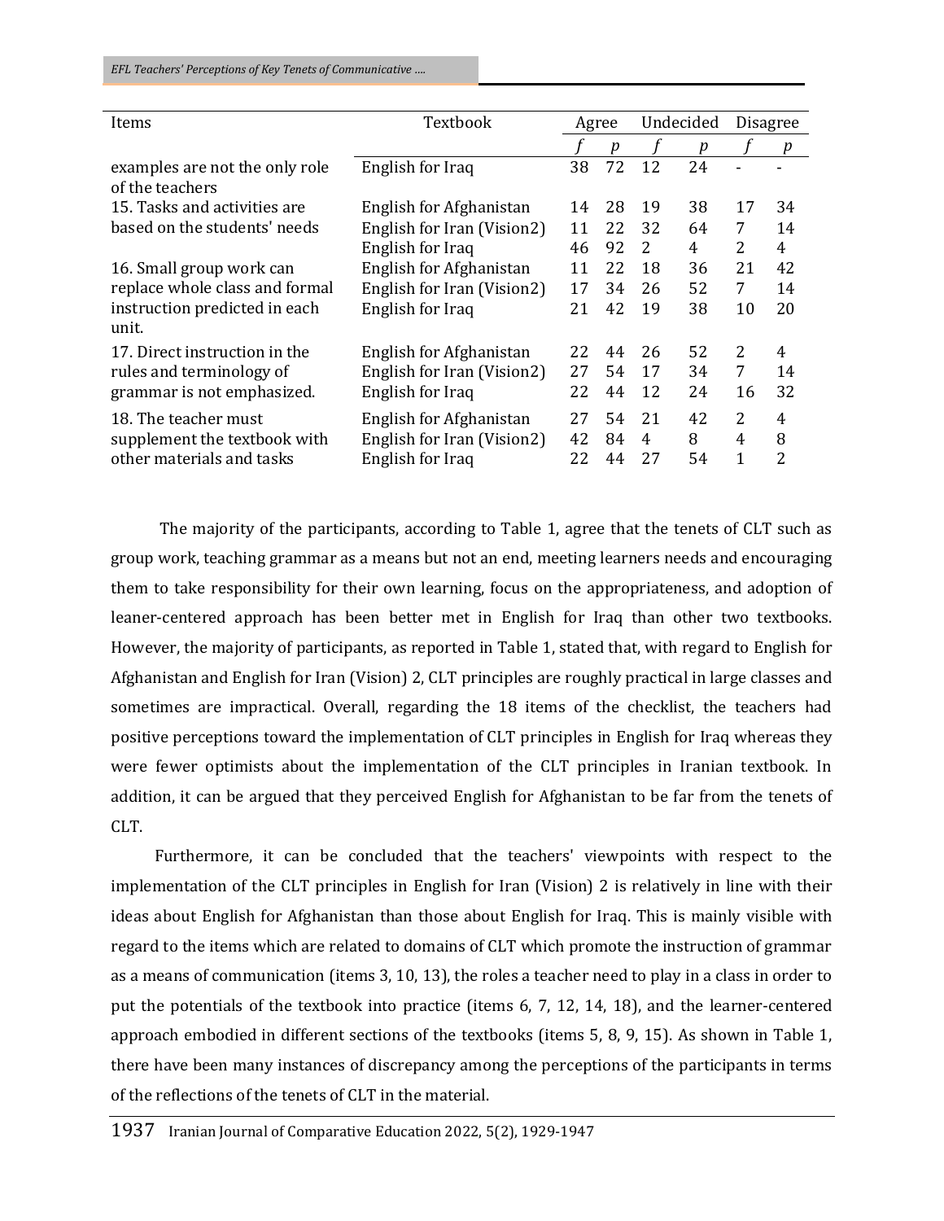| Items | Textbook | Agree | | Undecided | | Disagree | |
|---|---|---|---|---|---|---|---|
| | | *f* | *p* | *f* | *p* | *f* | *p* |
| examples are not the only role of the teachers | English for Iraq | 38 | 72 | 12 | 24 | - | - |
| 15. Tasks and activities are based on the students' needs | English for Afghanistan | 14 | 28 | 19 | 38 | 17 | 34 |
| | English for Iran (Vision2) | 11 | 22 | 32 | 64 | 7 | 14 |
| | English for Iraq | 46 | 92 | 2 | 4 | 2 | 4 |
| 16. Small group work can replace whole class and formal instruction predicted in each unit. | English for Afghanistan | 11 | 22 | 18 | 36 | 21 | 42 |
| | English for Iran (Vision2) | 17 | 34 | 26 | 52 | 7 | 14 |
| | English for Iraq | 21 | 42 | 19 | 38 | 10 | 20 |
| 17. Direct instruction in the rules and terminology of grammar is not emphasized. | English for Afghanistan | 22 | 44 | 26 | 52 | 2 | 4 |
| | English for Iran (Vision2) | 27 | 54 | 17 | 34 | 7 | 14 |
| | English for Iraq | 22 | 44 | 12 | 24 | 16 | 32 |
| 18. The teacher must supplement the textbook with other materials and tasks | English for Afghanistan | 27 | 54 | 21 | 42 | 2 | 4 |
| | English for Iran (Vision2) | 42 | 84 | 4 | 8 | 4 | 8 |
| | English for Iraq | 22 | 44 | 27 | 54 | 1 | 2 |

The majority of the participants, according to Table 1, agree that the tenets of CLT such as group work, teaching grammar as a means but not an end, meeting learners needs and encouraging them to take responsibility for their own learning, focus on the appropriateness, and adoption of leaner-centered approach has been better met in English for Iraq than other two textbooks. However, the majority of participants, as reported in Table 1, stated that, with regard to English for Afghanistan and English for Iran (Vision) 2, CLT principles are roughly practical in large classes and sometimes are impractical. Overall, regarding the 18 items of the checklist, the teachers had positive perceptions toward the implementation of CLT principles in English for Iraq whereas they were fewer optimists about the implementation of the CLT principles in Iranian textbook. In addition, it can be argued that they perceived English for Afghanistan to be far from the tenets of CLT.

Furthermore, it can be concluded that the teachers' viewpoints with respect to the implementation of the CLT principles in English for Iran (Vision) 2 is relatively in line with their ideas about English for Afghanistan than those about English for Iraq. This is mainly visible with regard to the items which are related to domains of CLT which promote the instruction of grammar as a means of communication (items 3, 10, 13), the roles a teacher need to play in a class in order to put the potentials of the textbook into practice (items 6, 7, 12, 14, 18), and the learner-centered approach embodied in different sections of the textbooks (items 5, 8, 9, 15). As shown in Table 1, there have been many instances of discrepancy among the perceptions of the participants in terms of the reflections of the tenets of CLT in the material.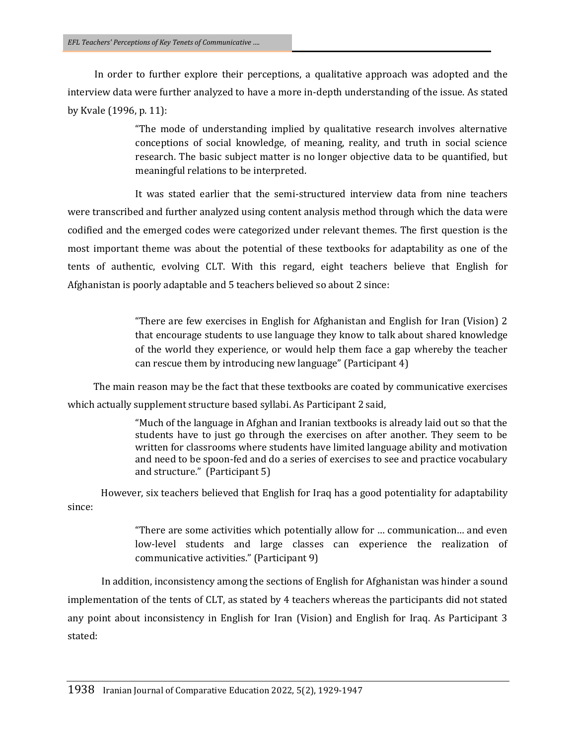In order to further explore their perceptions, a qualitative approach was adopted and the interview data were further analyzed to have a more in-depth understanding of the issue. As stated by Kvale (1996, p. 11):

> "The mode of understanding implied by qualitative research involves alternative conceptions of social knowledge, of meaning, reality, and truth in social science research. The basic subject matter is no longer objective data to be quantified, but meaningful relations to be interpreted.

It was stated earlier that the semi-structured interview data from nine teachers were transcribed and further analyzed using content analysis method through which the data were codified and the emerged codes were categorized under relevant themes. The first question is the most important theme was about the potential of these textbooks for adaptability as one of the tents of authentic, evolving CLT. With this regard, eight teachers believe that English for Afghanistan is poorly adaptable and 5 teachers believed so about 2 since:

> "There are few exercises in English for Afghanistan and English for Iran (Vision) 2 that encourage students to use language they know to talk about shared knowledge of the world they experience, or would help them face a gap whereby the teacher can rescue them by introducing new language" (Participant 4)

The main reason may be the fact that these textbooks are coated by communicative exercises which actually supplement structure based syllabi. As Participant 2 said,

> "Much of the language in Afghan and Iranian textbooks is already laid out so that the students have to just go through the exercises on after another. They seem to be written for classrooms where students have limited language ability and motivation and need to be spoon-fed and do a series of exercises to see and practice vocabulary and structure." (Participant 5)

However, six teachers believed that English for Iraq has a good potentiality for adaptability since:

> "There are some activities which potentially allow for … communication… and even low-level students and large classes can experience the realization of communicative activities." (Participant 9)

In addition, inconsistency among the sections of English for Afghanistan was hinder a sound implementation of the tents of CLT, as stated by 4 teachers whereas the participants did not stated any point about inconsistency in English for Iran (Vision) and English for Iraq. As Participant 3 stated: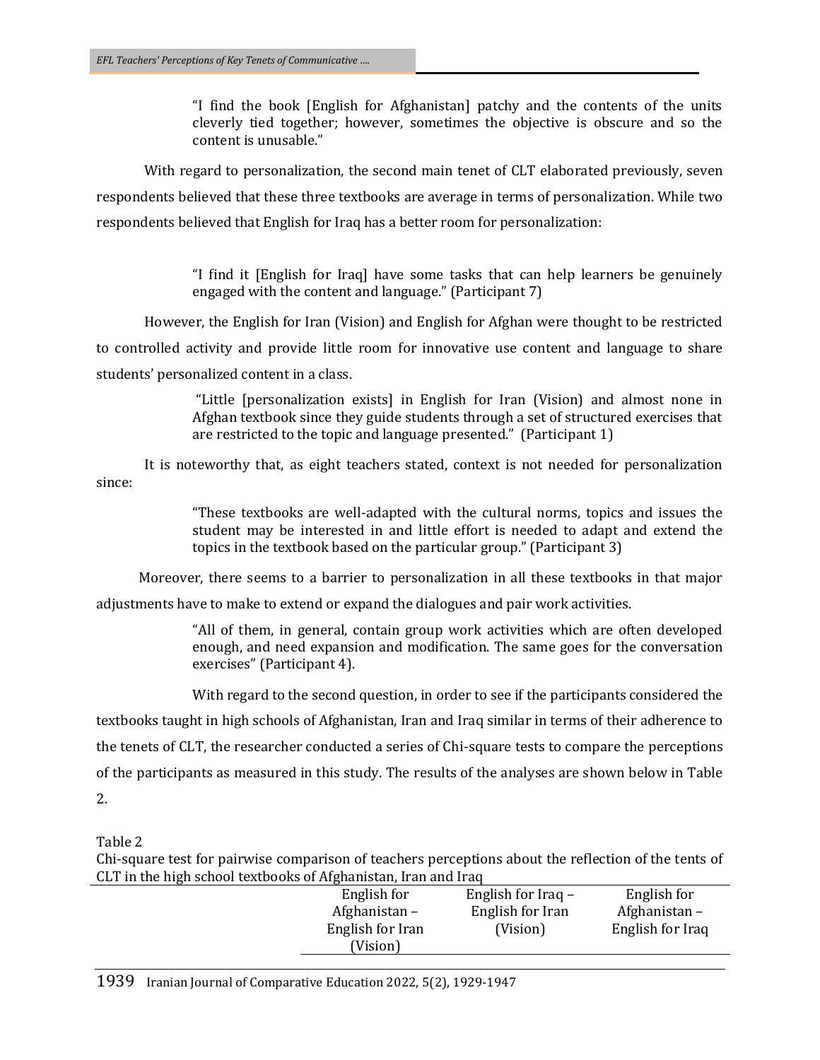> "I find the book [English for Afghanistan] patchy and the contents of the units cleverly tied together; however, sometimes the objective is obscure and so the content is unusable."

With regard to personalization, the second main tenet of CLT elaborated previously, seven respondents believed that these three textbooks are average in terms of personalization. While two respondents believed that English for Iraq has a better room for personalization:

> "I find it [English for Iraq] have some tasks that can help learners be genuinely engaged with the content and language." (Participant 7)

However, the English for Iran (Vision) and English for Afghan were thought to be restricted to controlled activity and provide little room for innovative use content and language to share students' personalized content in a class.

> "Little [personalization exists] in English for Iran (Vision) and almost none in Afghan textbook since they guide students through a set of structured exercises that are restricted to the topic and language presented." (Participant 1)

It is noteworthy that, as eight teachers stated, context is not needed for personalization since:

> "These textbooks are well-adapted with the cultural norms, topics and issues the student may be interested in and little effort is needed to adapt and extend the topics in the textbook based on the particular group." (Participant 3)

Moreover, there seems to a barrier to personalization in all these textbooks in that major adjustments have to make to extend or expand the dialogues and pair work activities.

> "All of them, in general, contain group work activities which are often developed enough, and need expansion and modification. The same goes for the conversation exercises" (Participant 4).

With regard to the second question, in order to see if the participants considered the textbooks taught in high schools of Afghanistan, Iran and Iraq similar in terms of their adherence to the tenets of CLT, the researcher conducted a series of Chi-square tests to compare the perceptions of the participants as measured in this study. The results of the analyses are shown below in Table 2.

Table 2
Chi-square test for pairwise comparison of teachers perceptions about the reflection of the tents of CLT in the high school textbooks of Afghanistan, Iran and Iraq

| | English for Afghanistan – English for Iran (Vision) | English for Iraq – English for Iran (Vision) | English for Afghanistan – English for Iraq |
|---|---|---|---|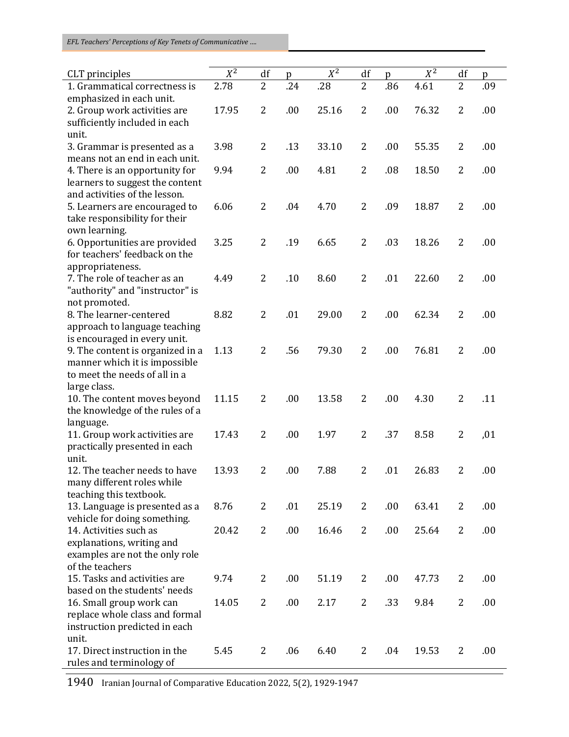| CLT principles | $X^2$ | df | p | $X^2$ | df | p | $X^2$ | df | p |
|---|---|---|---|---|---|---|---|---|---|
| 1. Grammatical correctness is emphasized in each unit. | 2.78 | 2 | .24 | .28 | 2 | .86 | 4.61 | 2 | .09 |
| 2. Group work activities are sufficiently included in each unit. | 17.95 | 2 | .00 | 25.16 | 2 | .00 | 76.32 | 2 | .00 |
| 3. Grammar is presented as a means not an end in each unit. | 3.98 | 2 | .13 | 33.10 | 2 | .00 | 55.35 | 2 | .00 |
| 4. There is an opportunity for learners to suggest the content and activities of the lesson. | 9.94 | 2 | .00 | 4.81 | 2 | .08 | 18.50 | 2 | .00 |
| 5. Learners are encouraged to take responsibility for their own learning. | 6.06 | 2 | .04 | 4.70 | 2 | .09 | 18.87 | 2 | .00 |
| 6. Opportunities are provided for teachers' feedback on the appropriateness. | 3.25 | 2 | .19 | 6.65 | 2 | .03 | 18.26 | 2 | .00 |
| 7. The role of teacher as an "authority" and "instructor" is not promoted. | 4.49 | 2 | .10 | 8.60 | 2 | .01 | 22.60 | 2 | .00 |
| 8. The learner-centered approach to language teaching is encouraged in every unit. | 8.82 | 2 | .01 | 29.00 | 2 | .00 | 62.34 | 2 | .00 |
| 9. The content is organized in a manner which it is impossible to meet the needs of all in a large class. | 1.13 | 2 | .56 | 79.30 | 2 | .00 | 76.81 | 2 | .00 |
| 10. The content moves beyond the knowledge of the rules of a language. | 11.15 | 2 | .00 | 13.58 | 2 | .00 | 4.30 | 2 | .11 |
| 11. Group work activities are practically presented in each unit. | 17.43 | 2 | .00 | 1.97 | 2 | .37 | 8.58 | 2 | ,01 |
| 12. The teacher needs to have many different roles while teaching this textbook. | 13.93 | 2 | .00 | 7.88 | 2 | .01 | 26.83 | 2 | .00 |
| 13. Language is presented as a vehicle for doing something. | 8.76 | 2 | .01 | 25.19 | 2 | .00 | 63.41 | 2 | .00 |
| 14. Activities such as explanations, writing and examples are not the only role of the teachers | 20.42 | 2 | .00 | 16.46 | 2 | .00 | 25.64 | 2 | .00 |
| 15. Tasks and activities are based on the students' needs | 9.74 | 2 | .00 | 51.19 | 2 | .00 | 47.73 | 2 | .00 |
| 16. Small group work can replace whole class and formal instruction predicted in each unit. | 14.05 | 2 | .00 | 2.17 | 2 | .33 | 9.84 | 2 | .00 |
| 17. Direct instruction in the rules and terminology of | 5.45 | 2 | .06 | 6.40 | 2 | .04 | 19.53 | 2 | .00 |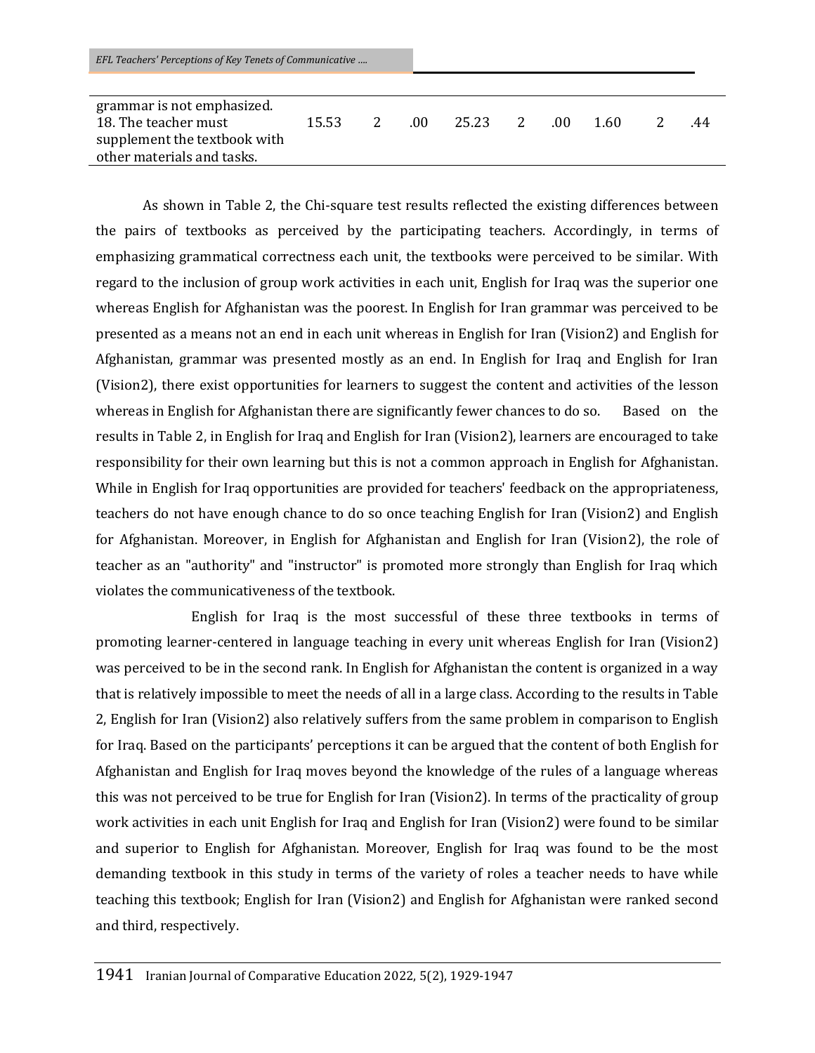| | | | | | | | | | |
|---|---|---|---|---|---|---|---|---|---|
| grammar is not emphasized. | | | | | | | | | |
| 18. The teacher must supplement the textbook with other materials and tasks. | 15.53 | 2 | .00 | 25.23 | 2 | .00 | 1.60 | 2 | .44 |

As shown in Table 2, the Chi-square test results reflected the existing differences between the pairs of textbooks as perceived by the participating teachers. Accordingly, in terms of emphasizing grammatical correctness each unit, the textbooks were perceived to be similar. With regard to the inclusion of group work activities in each unit, English for Iraq was the superior one whereas English for Afghanistan was the poorest. In English for Iran grammar was perceived to be presented as a means not an end in each unit whereas in English for Iran (Vision2) and English for Afghanistan, grammar was presented mostly as an end. In English for Iraq and English for Iran (Vision2), there exist opportunities for learners to suggest the content and activities of the lesson whereas in English for Afghanistan there are significantly fewer chances to do so. Based on the results in Table 2, in English for Iraq and English for Iran (Vision2), learners are encouraged to take responsibility for their own learning but this is not a common approach in English for Afghanistan. While in English for Iraq opportunities are provided for teachers' feedback on the appropriateness, teachers do not have enough chance to do so once teaching English for Iran (Vision2) and English for Afghanistan. Moreover, in English for Afghanistan and English for Iran (Vision2), the role of teacher as an "authority" and "instructor" is promoted more strongly than English for Iraq which violates the communicativeness of the textbook.

English for Iraq is the most successful of these three textbooks in terms of promoting learner-centered in language teaching in every unit whereas English for Iran (Vision2) was perceived to be in the second rank. In English for Afghanistan the content is organized in a way that is relatively impossible to meet the needs of all in a large class. According to the results in Table 2, English for Iran (Vision2) also relatively suffers from the same problem in comparison to English for Iraq. Based on the participants' perceptions it can be argued that the content of both English for Afghanistan and English for Iraq moves beyond the knowledge of the rules of a language whereas this was not perceived to be true for English for Iran (Vision2). In terms of the practicality of group work activities in each unit English for Iraq and English for Iran (Vision2) were found to be similar and superior to English for Afghanistan. Moreover, English for Iraq was found to be the most demanding textbook in this study in terms of the variety of roles a teacher needs to have while teaching this textbook; English for Iran (Vision2) and English for Afghanistan were ranked second and third, respectively.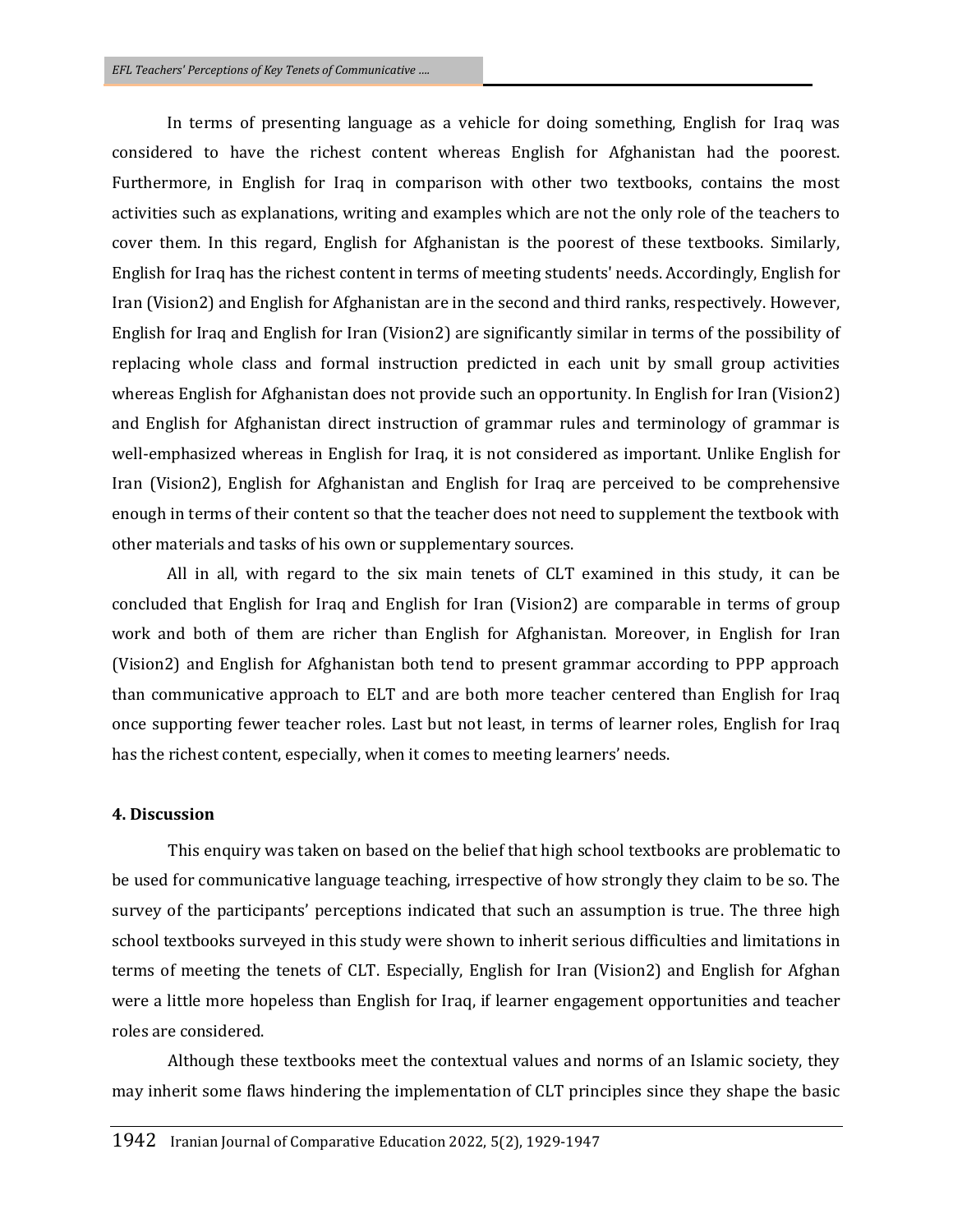In terms of presenting language as a vehicle for doing something, English for Iraq was considered to have the richest content whereas English for Afghanistan had the poorest. Furthermore, in English for Iraq in comparison with other two textbooks, contains the most activities such as explanations, writing and examples which are not the only role of the teachers to cover them. In this regard, English for Afghanistan is the poorest of these textbooks. Similarly, English for Iraq has the richest content in terms of meeting students' needs. Accordingly, English for Iran (Vision2) and English for Afghanistan are in the second and third ranks, respectively. However, English for Iraq and English for Iran (Vision2) are significantly similar in terms of the possibility of replacing whole class and formal instruction predicted in each unit by small group activities whereas English for Afghanistan does not provide such an opportunity. In English for Iran (Vision2) and English for Afghanistan direct instruction of grammar rules and terminology of grammar is well-emphasized whereas in English for Iraq, it is not considered as important. Unlike English for Iran (Vision2), English for Afghanistan and English for Iraq are perceived to be comprehensive enough in terms of their content so that the teacher does not need to supplement the textbook with other materials and tasks of his own or supplementary sources.

All in all, with regard to the six main tenets of CLT examined in this study, it can be concluded that English for Iraq and English for Iran (Vision2) are comparable in terms of group work and both of them are richer than English for Afghanistan. Moreover, in English for Iran (Vision2) and English for Afghanistan both tend to present grammar according to PPP approach than communicative approach to ELT and are both more teacher centered than English for Iraq once supporting fewer teacher roles. Last but not least, in terms of learner roles, English for Iraq has the richest content, especially, when it comes to meeting learners' needs.

## 4. Discussion

This enquiry was taken on based on the belief that high school textbooks are problematic to be used for communicative language teaching, irrespective of how strongly they claim to be so. The survey of the participants' perceptions indicated that such an assumption is true. The three high school textbooks surveyed in this study were shown to inherit serious difficulties and limitations in terms of meeting the tenets of CLT. Especially, English for Iran (Vision2) and English for Afghan were a little more hopeless than English for Iraq, if learner engagement opportunities and teacher roles are considered.

Although these textbooks meet the contextual values and norms of an Islamic society, they may inherit some flaws hindering the implementation of CLT principles since they shape the basic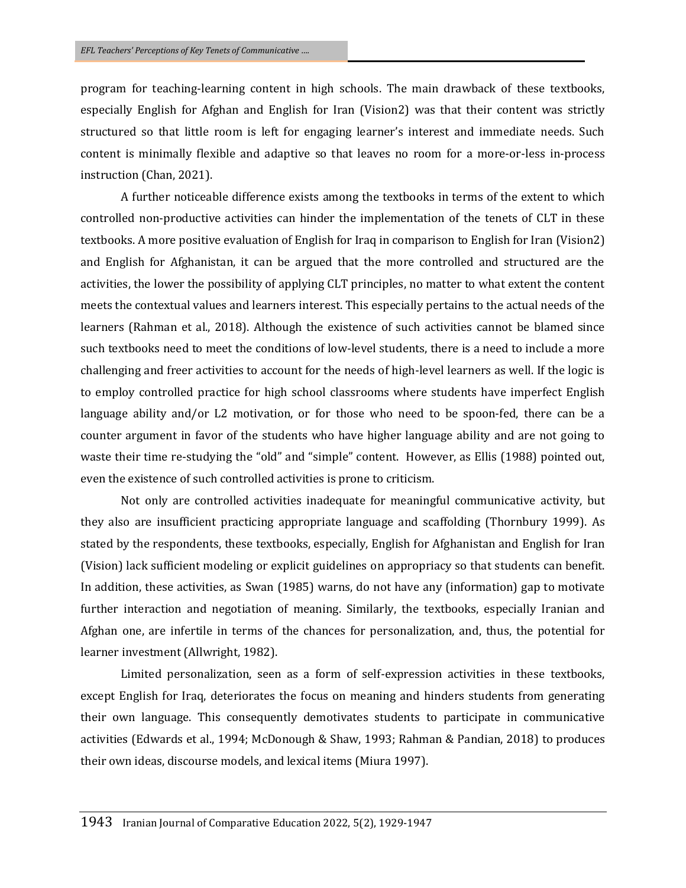program for teaching-learning content in high schools. The main drawback of these textbooks, especially English for Afghan and English for Iran (Vision2) was that their content was strictly structured so that little room is left for engaging learner's interest and immediate needs. Such content is minimally flexible and adaptive so that leaves no room for a more-or-less in-process instruction (Chan, 2021).

A further noticeable difference exists among the textbooks in terms of the extent to which controlled non-productive activities can hinder the implementation of the tenets of CLT in these textbooks. A more positive evaluation of English for Iraq in comparison to English for Iran (Vision2) and English for Afghanistan, it can be argued that the more controlled and structured are the activities, the lower the possibility of applying CLT principles, no matter to what extent the content meets the contextual values and learners interest. This especially pertains to the actual needs of the learners (Rahman et al., 2018). Although the existence of such activities cannot be blamed since such textbooks need to meet the conditions of low-level students, there is a need to include a more challenging and freer activities to account for the needs of high-level learners as well. If the logic is to employ controlled practice for high school classrooms where students have imperfect English language ability and/or L2 motivation, or for those who need to be spoon-fed, there can be a counter argument in favor of the students who have higher language ability and are not going to waste their time re-studying the "old" and "simple" content. However, as Ellis (1988) pointed out, even the existence of such controlled activities is prone to criticism.

Not only are controlled activities inadequate for meaningful communicative activity, but they also are insufficient practicing appropriate language and scaffolding (Thornbury 1999). As stated by the respondents, these textbooks, especially, English for Afghanistan and English for Iran (Vision) lack sufficient modeling or explicit guidelines on appropriacy so that students can benefit. In addition, these activities, as Swan (1985) warns, do not have any (information) gap to motivate further interaction and negotiation of meaning. Similarly, the textbooks, especially Iranian and Afghan one, are infertile in terms of the chances for personalization, and, thus, the potential for learner investment (Allwright, 1982).

Limited personalization, seen as a form of self-expression activities in these textbooks, except English for Iraq, deteriorates the focus on meaning and hinders students from generating their own language. This consequently demotivates students to participate in communicative activities (Edwards et al., 1994; McDonough & Shaw, 1993; Rahman & Pandian, 2018) to produces their own ideas, discourse models, and lexical items (Miura 1997).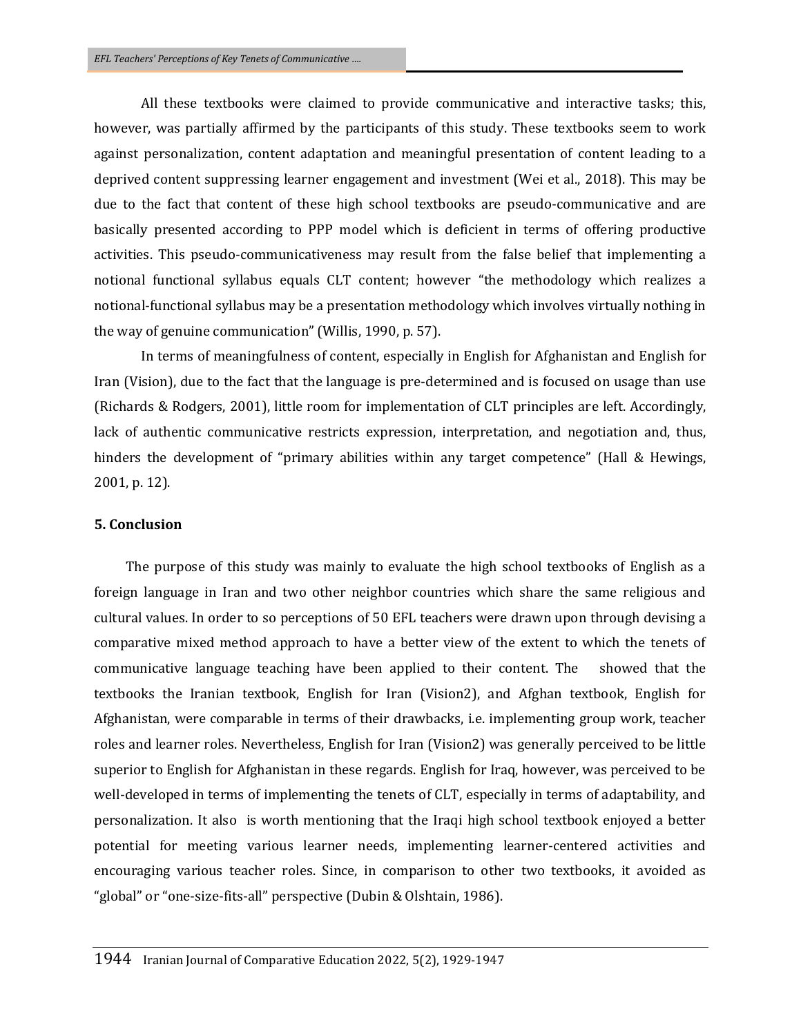All these textbooks were claimed to provide communicative and interactive tasks; this, however, was partially affirmed by the participants of this study. These textbooks seem to work against personalization, content adaptation and meaningful presentation of content leading to a deprived content suppressing learner engagement and investment (Wei et al., 2018). This may be due to the fact that content of these high school textbooks are pseudo-communicative and are basically presented according to PPP model which is deficient in terms of offering productive activities. This pseudo-communicativeness may result from the false belief that implementing a notional functional syllabus equals CLT content; however "the methodology which realizes a notional-functional syllabus may be a presentation methodology which involves virtually nothing in the way of genuine communication" (Willis, 1990, p. 57).

In terms of meaningfulness of content, especially in English for Afghanistan and English for Iran (Vision), due to the fact that the language is pre-determined and is focused on usage than use (Richards & Rodgers, 2001), little room for implementation of CLT principles are left. Accordingly, lack of authentic communicative restricts expression, interpretation, and negotiation and, thus, hinders the development of "primary abilities within any target competence" (Hall & Hewings, 2001, p. 12).

## 5. Conclusion

The purpose of this study was mainly to evaluate the high school textbooks of English as a foreign language in Iran and two other neighbor countries which share the same religious and cultural values. In order to so perceptions of 50 EFL teachers were drawn upon through devising a comparative mixed method approach to have a better view of the extent to which the tenets of communicative language teaching have been applied to their content. The showed that the textbooks the Iranian textbook, English for Iran (Vision2), and Afghan textbook, English for Afghanistan, were comparable in terms of their drawbacks, i.e. implementing group work, teacher roles and learner roles. Nevertheless, English for Iran (Vision2) was generally perceived to be little superior to English for Afghanistan in these regards. English for Iraq, however, was perceived to be well-developed in terms of implementing the tenets of CLT, especially in terms of adaptability, and personalization. It also is worth mentioning that the Iraqi high school textbook enjoyed a better potential for meeting various learner needs, implementing learner-centered activities and encouraging various teacher roles. Since, in comparison to other two textbooks, it avoided as "global" or "one-size-fits-all" perspective (Dubin & Olshtain, 1986).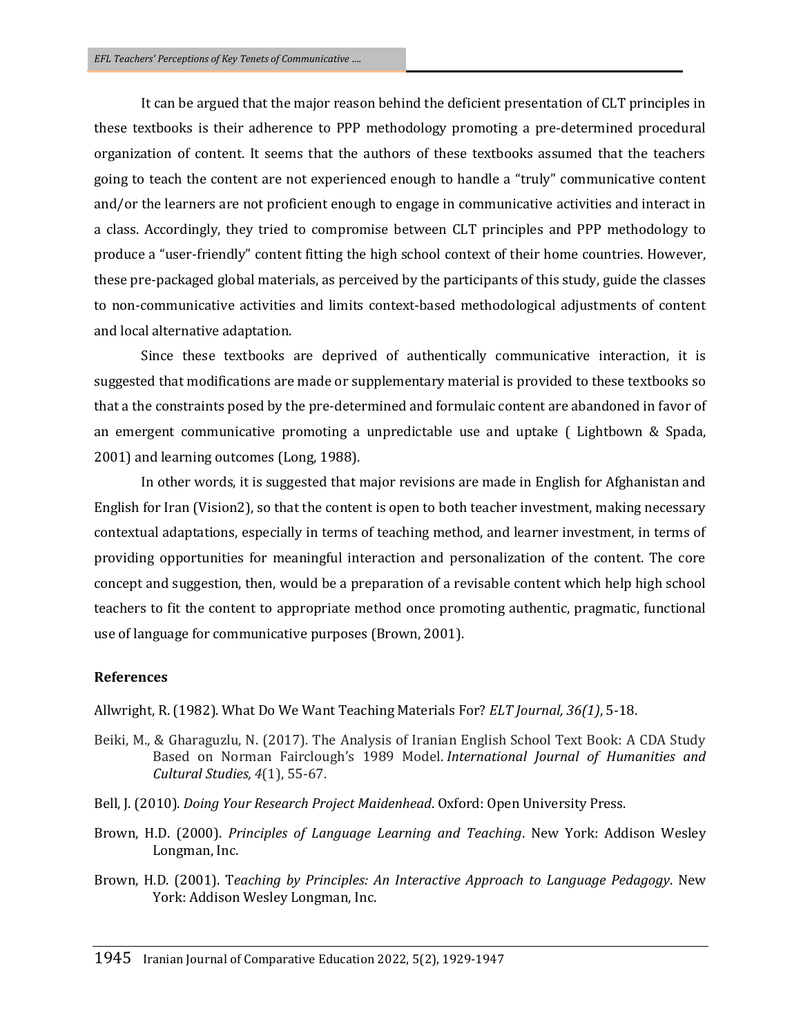It can be argued that the major reason behind the deficient presentation of CLT principles in these textbooks is their adherence to PPP methodology promoting a pre-determined procedural organization of content. It seems that the authors of these textbooks assumed that the teachers going to teach the content are not experienced enough to handle a “truly” communicative content and/or the learners are not proficient enough to engage in communicative activities and interact in a class. Accordingly, they tried to compromise between CLT principles and PPP methodology to produce a “user-friendly” content fitting the high school context of their home countries. However, these pre-packaged global materials, as perceived by the participants of this study, guide the classes to non-communicative activities and limits context-based methodological adjustments of content and local alternative adaptation.

Since these textbooks are deprived of authentically communicative interaction, it is suggested that modifications are made or supplementary material is provided to these textbooks so that a the constraints posed by the pre-determined and formulaic content are abandoned in favor of an emergent communicative promoting a unpredictable use and uptake ( Lightbown & Spada, 2001) and learning outcomes (Long, 1988).

In other words, it is suggested that major revisions are made in English for Afghanistan and English for Iran (Vision2), so that the content is open to both teacher investment, making necessary contextual adaptations, especially in terms of teaching method, and learner investment, in terms of providing opportunities for meaningful interaction and personalization of the content. The core concept and suggestion, then, would be a preparation of a revisable content which help high school teachers to fit the content to appropriate method once promoting authentic, pragmatic, functional use of language for communicative purposes (Brown, 2001).

**References**

Allwright, R. (1982). What Do We Want Teaching Materials For? *ELT Journal, 36(1)*, 5-18.

Beiki, M., & Gharaguzlu, N. (2017). The Analysis of Iranian English School Text Book: A CDA Study Based on Norman Fairclough’s 1989 Model. *International Journal of Humanities and Cultural Studies, 4*(1), 55-67.

Bell, J. (2010). *Doing Your Research Project Maidenhead*. Oxford: Open University Press.

Brown, H.D. (2000). *Principles of Language Learning and Teaching*. New York: Addison Wesley Longman, Inc.

Brown, H.D. (2001). T*eaching by Principles: An Interactive Approach to Language Pedagogy*. New York: Addison Wesley Longman, Inc.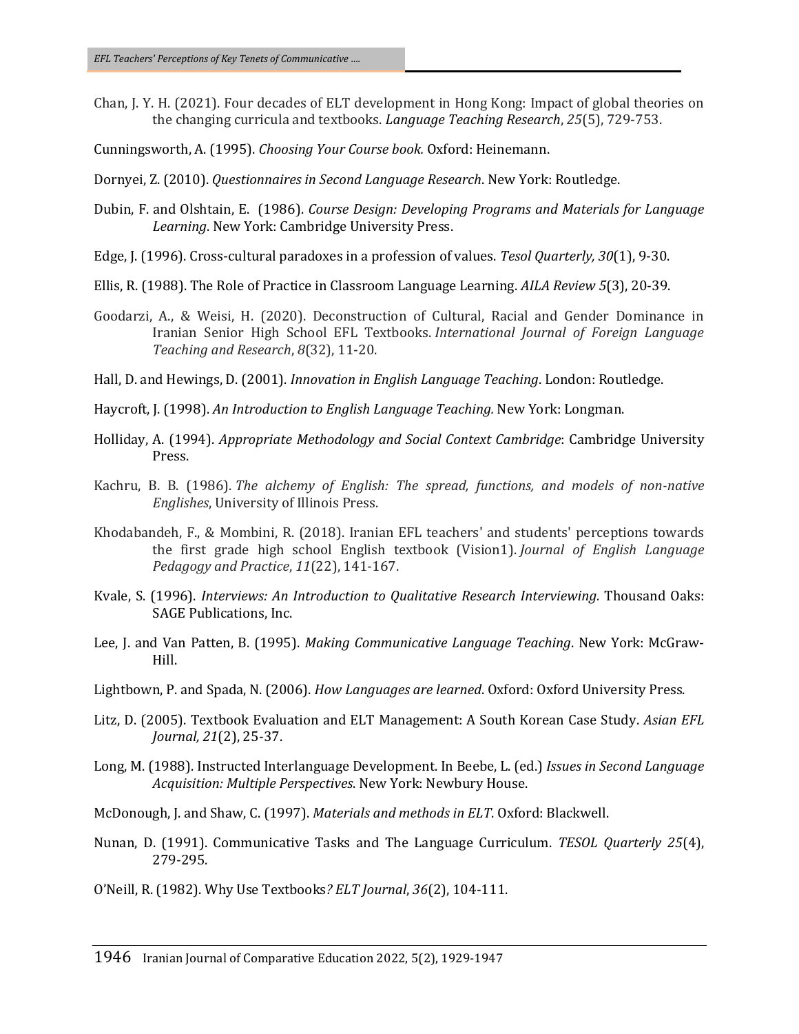Chan, J. Y. H. (2021). Four decades of ELT development in Hong Kong: Impact of global theories on the changing curricula and textbooks. *Language Teaching Research*, *25*(5), 729-753.

Cunningsworth, A. (1995). *Choosing Your Course book.* Oxford: Heinemann.

Dornyei, Z. (2010). *Questionnaires in Second Language Research*. New York: Routledge.

Dubin, F. and Olshtain, E. (1986). *Course Design: Developing Programs and Materials for Language Learning*. New York: Cambridge University Press.

Edge, J. (1996). Cross-cultural paradoxes in a profession of values. *Tesol Quarterly, 30*(1), 9-30.

Ellis, R. (1988). The Role of Practice in Classroom Language Learning. *AILA Review 5*(3), 20-39.

Goodarzi, A., & Weisi, H. (2020). Deconstruction of Cultural, Racial and Gender Dominance in Iranian Senior High School EFL Textbooks. *International Journal of Foreign Language Teaching and Research*, *8*(32), 11-20.

Hall, D. and Hewings, D. (2001). *Innovation in English Language Teaching*. London: Routledge.

Haycroft, J. (1998). *An Introduction to English Language Teaching.* New York: Longman.

Holliday, A. (1994). *Appropriate Methodology and Social Context Cambridge*: Cambridge University Press.

Kachru, B. B. (1986). *The alchemy of English: The spread, functions, and models of non-native Englishes*, University of Illinois Press.

Khodabandeh, F., & Mombini, R. (2018). Iranian EFL teachers' and students' perceptions towards the first grade high school English textbook (Vision1). *Journal of English Language Pedagogy and Practice*, *11*(22), 141-167.

Kvale, S. (1996). *Interviews: An Introduction to Qualitative Research Interviewing*. Thousand Oaks: SAGE Publications, Inc.

Lee, J. and Van Patten, B. (1995). *Making Communicative Language Teaching*. New York: McGraw-Hill.

Lightbown, P. and Spada, N. (2006). *How Languages are learned*. Oxford: Oxford University Press.

Litz, D. (2005). Textbook Evaluation and ELT Management: A South Korean Case Study. *Asian EFL Journal, 21*(2), 25-37.

Long, M. (1988). Instructed Interlanguage Development. In Beebe, L. (ed.) *Issues in Second Language Acquisition: Multiple Perspectives*. New York: Newbury House.

McDonough, J. and Shaw, C. (1997). *Materials and methods in ELT*. Oxford: Blackwell.

Nunan, D. (1991). Communicative Tasks and The Language Curriculum. *TESOL Quarterly 25*(4), 279-295.

O'Neill, R. (1982). Why Use Textbooks*? ELT Journal*, *36*(2), 104-111.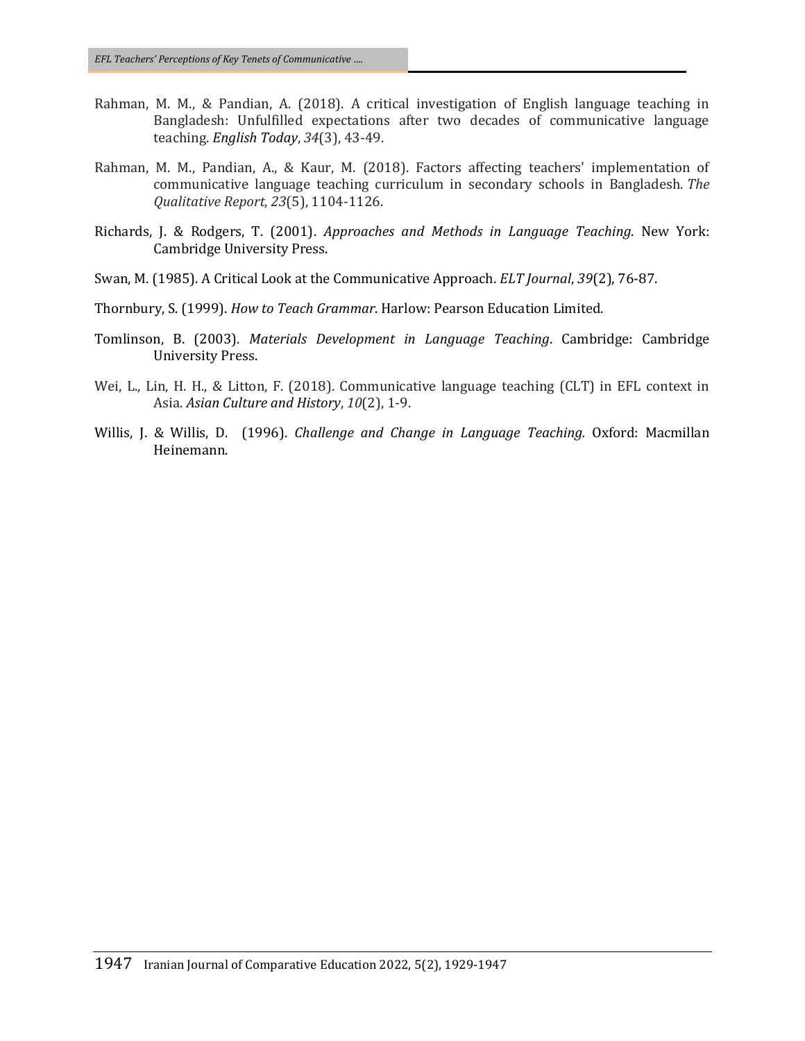Rahman, M. M., & Pandian, A. (2018). A critical investigation of English language teaching in Bangladesh: Unfulfilled expectations after two decades of communicative language teaching. *English Today*, *34*(3), 43-49.

Rahman, M. M., Pandian, A., & Kaur, M. (2018). Factors affecting teachers' implementation of communicative language teaching curriculum in secondary schools in Bangladesh. *The Qualitative Report*, *23*(5), 1104-1126.

Richards, J. & Rodgers, T. (2001). *Approaches and Methods in Language Teaching*. New York: Cambridge University Press.

Swan, M. (1985). A Critical Look at the Communicative Approach. *ELT Journal*, *39*(2), 76-87.

Thornbury, S. (1999). *How to Teach Grammar*. Harlow: Pearson Education Limited.

Tomlinson, B. (2003). *Materials Development in Language Teaching*. Cambridge: Cambridge University Press.

Wei, L., Lin, H. H., & Litton, F. (2018). Communicative language teaching (CLT) in EFL context in Asia. *Asian Culture and History*, *10*(2), 1-9.

Willis, J. & Willis, D. (1996). *Challenge and Change in Language Teaching.* Oxford: Macmillan Heinemann.